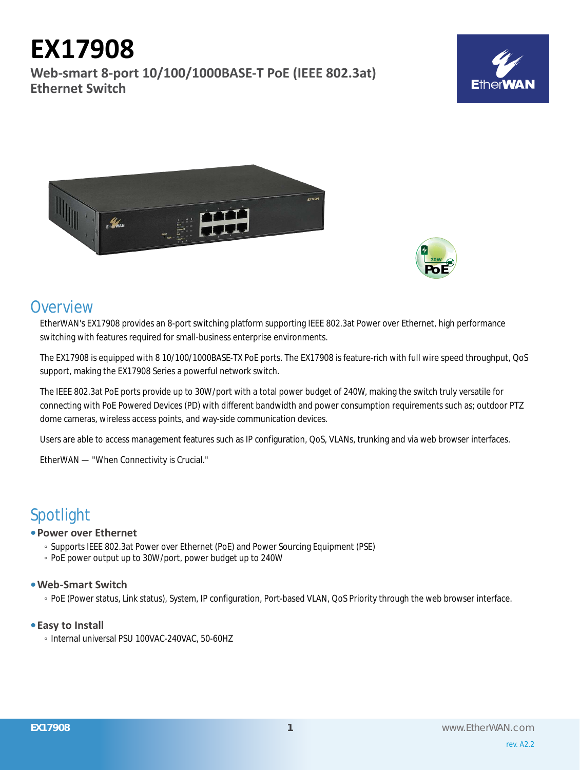# EX17908

## Web-smart 8-port 10/100/1000BASE-T PoE (IEEE 802.3at) Ethernet Switch

## Overview

EtherWAN's EX17908 provides an 8-port switching platform supporting IEEE 802.3at Power over Ethernet, high performance switching with features required for small-business enterprise environments.

The EX17908 is equipped with 8 10/100/1000BASE-TX PoE ports. The EX17908 is feature-rich with full wire speed throughput, QoS support, making the EX17908 Series a powerful network switch.

The IEEE 802.3at PoE ports provide up to 30W/port with a total power budget of 240W, making the switch truly versatile for connecting with PoE Powered Devices (PD) with different bandwidth and power consumption requirements such as; outdoor PTZ dome cameras, wireless access points, and way-side communication devices.

Users are able to access management features such as IP configuration, QoS, VLANs, trunking and via web browser interfaces.

EtherWAN — "When Connectivity is Crucial."

## Spotlight

- **Power over Ethernet**
  - Supports IEEE 802.3at Power over Ethernet (PoE) and Power Sourcing Equipment (PSE)
  - PoE power output up to 30W/port, power budget up to 240W

- **Web-Smart Switch**
  - PoE (Power status, Link status), System, IP configuration, Port-based VLAN, QoS Priority through the web browser interface.

- **Easy to Install**
  - Internal universal PSU 100VAC-240VAC, 50-60HZ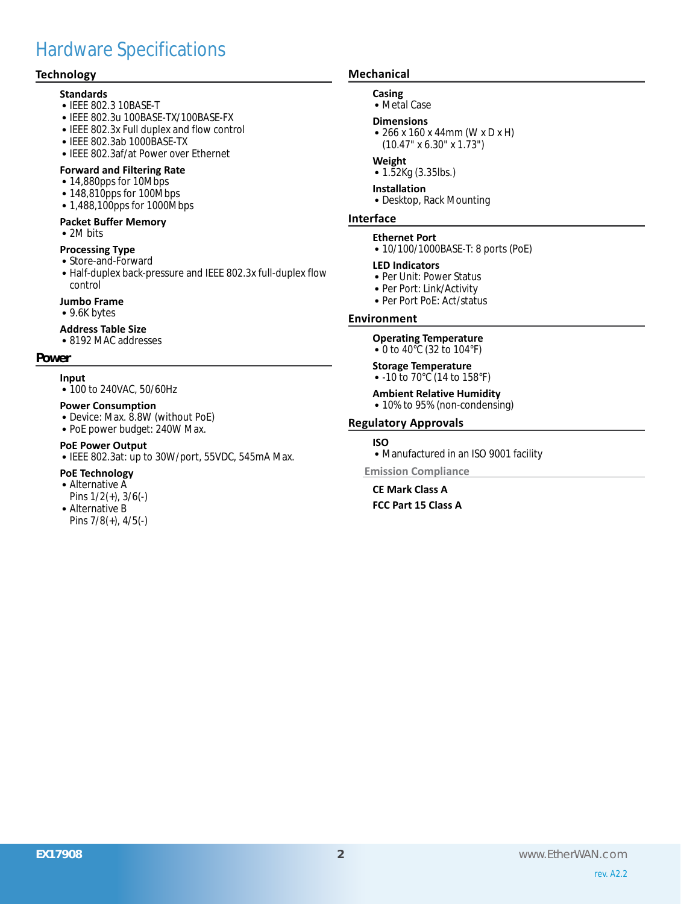# Hardware Specifications

## Technology

### Standards
- IEEE 802.3 10BASE-T
- IEEE 802.3u 100BASE-TX/100BASE-FX
- IEEE 802.3x Full duplex and flow control
- IEEE 802.3ab 1000BASE-TX
- IEEE 802.3af/at Power over Ethernet

### Forward and Filtering Rate
- 14,880pps for 10Mbps
- 148,810pps for 100Mbps
- 1,488,100pps for 1000Mbps

### Packet Buffer Memory
- 2M bits

### Processing Type
- Store-and-Forward
- Half-duplex back-pressure and IEEE 802.3x full-duplex flow control

### Jumbo Frame
- 9.6K bytes

### Address Table Size
- 8192 MAC addresses

## Power

### Input
- 100 to 240VAC, 50/60Hz

### Power Consumption
- Device: Max. 8.8W (without PoE)
- PoE power budget: 240W Max.

### PoE Power Output
- IEEE 802.3at: up to 30W/port, 55VDC, 545mA Max.

### PoE Technology
- Alternative A
  Pins 1/2(+), 3/6(-)
- Alternative B
  Pins 7/8(+), 4/5(-)

## Mechanical

### Casing
- Metal Case

### Dimensions
- 266 x 160 x 44mm (W x D x H)
  (10.47" x 6.30" x 1.73")

### Weight
- 1.52Kg (3.35lbs.)

### Installation
- Desktop, Rack Mounting

## Interface

### Ethernet Port
- 10/100/1000BASE-T: 8 ports (PoE)

### LED Indicators
- Per Unit: Power Status
- Per Port: Link/Activity
- Per Port PoE: Act/status

## Environment

### Operating Temperature
- 0 to 40°C (32 to 104°F)

### Storage Temperature
- -10 to 70°C (14 to 158°F)

### Ambient Relative Humidity
- 10% to 95% (non-condensing)

## Regulatory Approvals

### ISO
- Manufactured in an ISO 9001 facility

### Emission Compliance

**CE Mark Class A**

**FCC Part 15 Class A**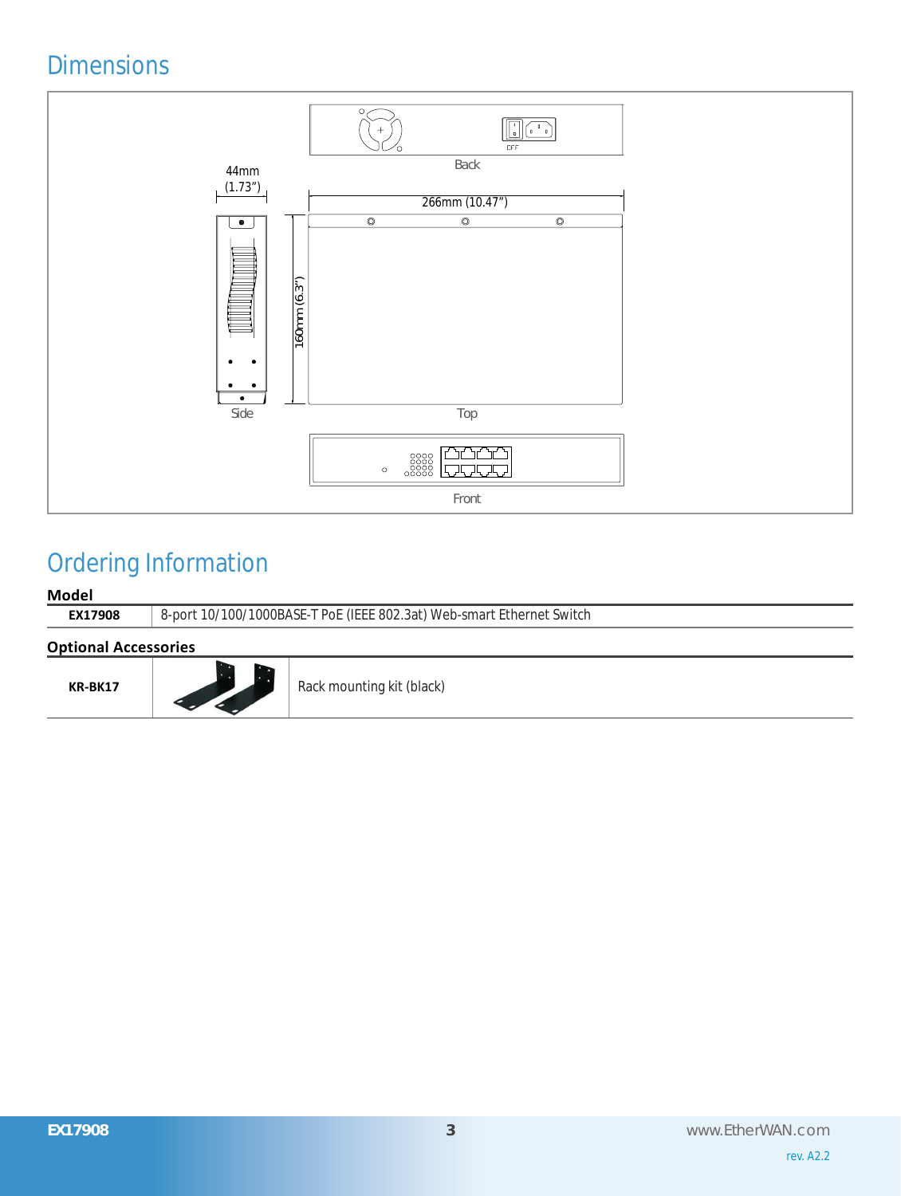## Dimensions

Back

44mm (1.73")

266mm (10.47")

160mm (6.3")

Side

Top

Front

## Ordering Information

**Model**

| | |
|---|---|
| **EX17908** | 8-port 10/100/1000BASE-T PoE (IEEE 802.3at) Web-smart Ethernet Switch |

**Optional Accessories**

| | | |
|---|---|---|
| **KR-BK17** | | Rack mounting kit (black) |